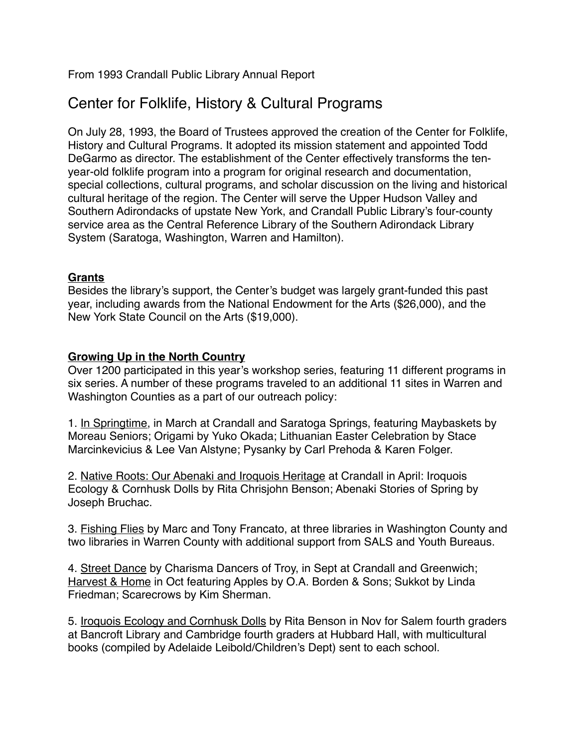From 1993 Crandall Public Library Annual Report

# Center for Folklife, History & Cultural Programs

On July 28, 1993, the Board of Trustees approved the creation of the Center for Folklife, History and Cultural Programs. It adopted its mission statement and appointed Todd DeGarmo as director. The establishment of the Center effectively transforms the ten-year-old folklife program into a program for original research and documentation, special collections, cultural programs, and scholar discussion on the living and historical cultural heritage of the region. The Center will serve the Upper Hudson Valley and Southern Adirondacks of upstate New York, and Crandall Public Library's four-county service area as the Central Reference Library of the Southern Adirondack Library System (Saratoga, Washington, Warren and Hamilton).

## Grants

Besides the library's support, the Center's budget was largely grant-funded this past year, including awards from the National Endowment for the Arts ($26,000), and the New York State Council on the Arts ($19,000).

## Growing Up in the North Country

Over 1200 participated in this year's workshop series, featuring 11 different programs in six series. A number of these programs traveled to an additional 11 sites in Warren and Washington Counties as a part of our outreach policy:

1. In Springtime, in March at Crandall and Saratoga Springs, featuring Maybaskets by Moreau Seniors; Origami by Yuko Okada; Lithuanian Easter Celebration by Stace Marcinkevicius & Lee Van Alstyne; Pysanky by Carl Prehoda & Karen Folger.

2. Native Roots: Our Abenaki and Iroquois Heritage at Crandall in April: Iroquois Ecology & Cornhusk Dolls by Rita Chrisjohn Benson; Abenaki Stories of Spring by Joseph Bruchac.

3. Fishing Flies by Marc and Tony Francato, at three libraries in Washington County and two libraries in Warren County with additional support from SALS and Youth Bureaus.

4. Street Dance by Charisma Dancers of Troy, in Sept at Crandall and Greenwich; Harvest & Home in Oct featuring Apples by O.A. Borden & Sons; Sukkot by Linda Friedman; Scarecrows by Kim Sherman.

5. Iroquois Ecology and Cornhusk Dolls by Rita Benson in Nov for Salem fourth graders at Bancroft Library and Cambridge fourth graders at Hubbard Hall, with multicultural books (compiled by Adelaide Leibold/Children's Dept) sent to each school.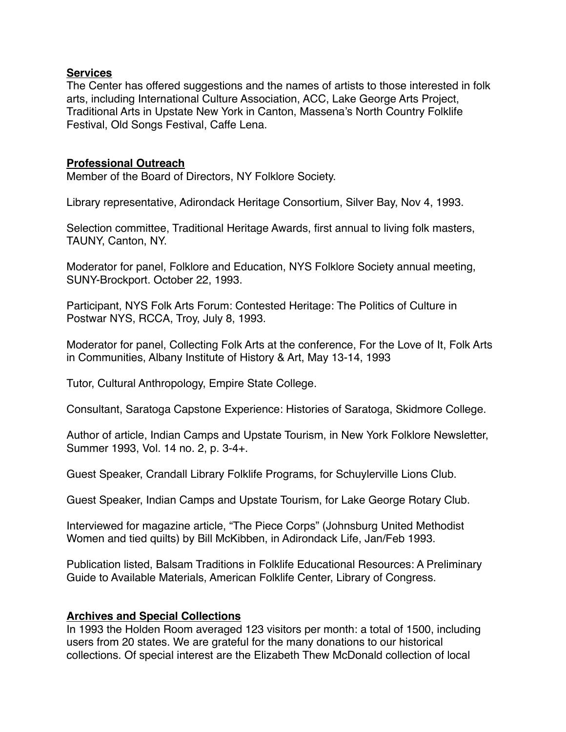**Services**
The Center has offered suggestions and the names of artists to those interested in folk arts, including International Culture Association, ACC, Lake George Arts Project, Traditional Arts in Upstate New York in Canton, Massena's North Country Folklife Festival, Old Songs Festival, Caffe Lena.

**Professional Outreach**
Member of the Board of Directors, NY Folklore Society.

Library representative, Adirondack Heritage Consortium, Silver Bay, Nov 4, 1993.

Selection committee, Traditional Heritage Awards, first annual to living folk masters, TAUNY, Canton, NY.

Moderator for panel, Folklore and Education, NYS Folklore Society annual meeting, SUNY-Brockport. October 22, 1993.

Participant, NYS Folk Arts Forum: Contested Heritage: The Politics of Culture in Postwar NYS, RCCA, Troy, July 8, 1993.

Moderator for panel, Collecting Folk Arts at the conference, For the Love of It, Folk Arts in Communities, Albany Institute of History & Art, May 13-14, 1993

Tutor, Cultural Anthropology, Empire State College.

Consultant, Saratoga Capstone Experience: Histories of Saratoga, Skidmore College.

Author of article, Indian Camps and Upstate Tourism, in New York Folklore Newsletter, Summer 1993, Vol. 14 no. 2, p. 3-4+.

Guest Speaker, Crandall Library Folklife Programs, for Schuylerville Lions Club.

Guest Speaker, Indian Camps and Upstate Tourism, for Lake George Rotary Club.

Interviewed for magazine article, "The Piece Corps" (Johnsburg United Methodist Women and tied quilts) by Bill McKibben, in Adirondack Life, Jan/Feb 1993.

Publication listed, Balsam Traditions in Folklife Educational Resources: A Preliminary Guide to Available Materials, American Folklife Center, Library of Congress.

**Archives and Special Collections**
In 1993 the Holden Room averaged 123 visitors per month: a total of 1500, including users from 20 states. We are grateful for the many donations to our historical collections. Of special interest are the Elizabeth Thew McDonald collection of local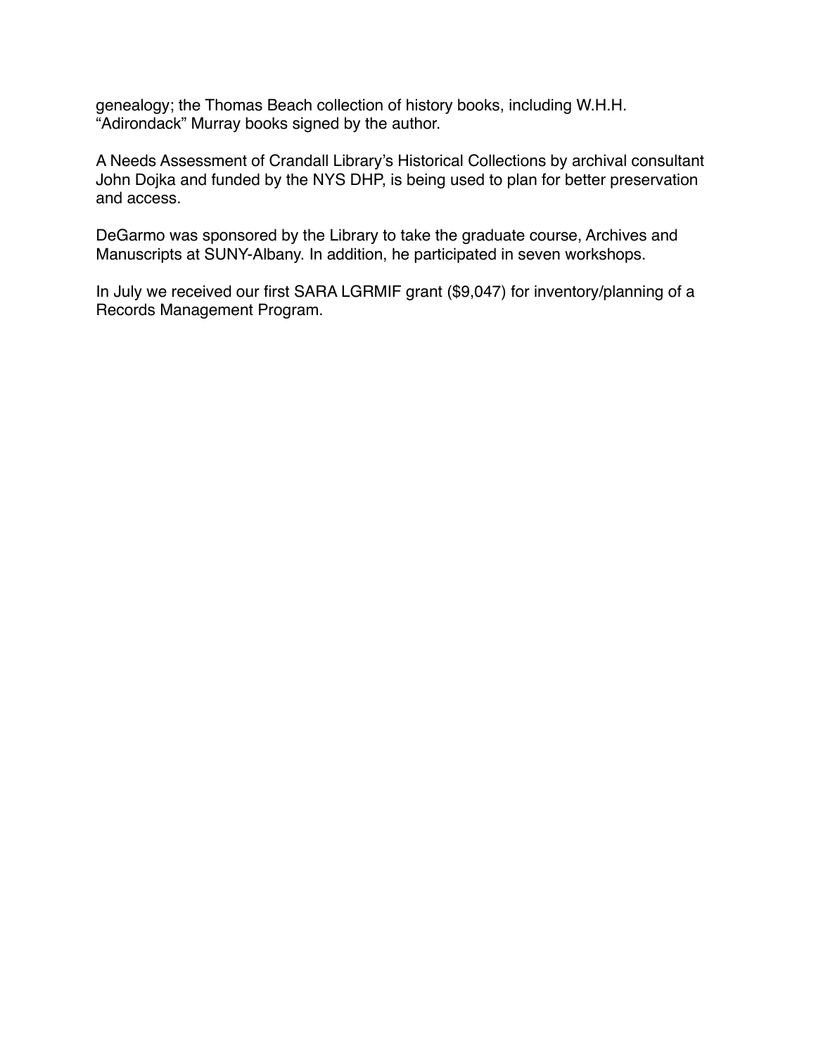genealogy; the Thomas Beach collection of history books, including W.H.H. "Adirondack" Murray books signed by the author.

A Needs Assessment of Crandall Library's Historical Collections by archival consultant John Dojka and funded by the NYS DHP, is being used to plan for better preservation and access.

DeGarmo was sponsored by the Library to take the graduate course, Archives and Manuscripts at SUNY-Albany. In addition, he participated in seven workshops.

In July we received our first SARA LGRMIF grant ($9,047) for inventory/planning of a Records Management Program.